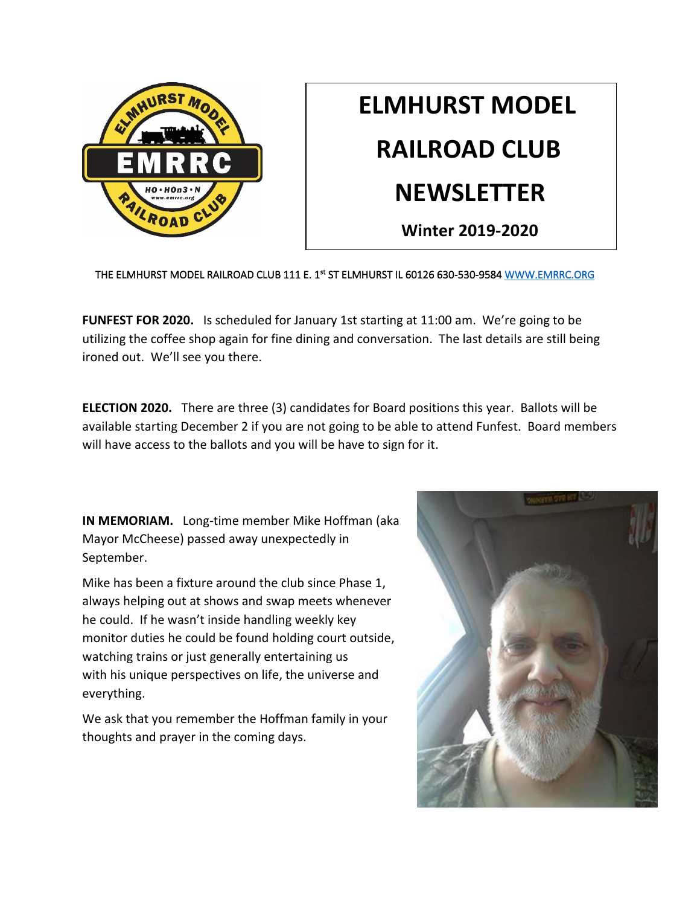# ELMHURST MODEL RAILROAD CLUB NEWSLETTER

**Winter 2019-2020**

THE ELMHURST MODEL RAILROAD CLUB 111 E. 1st ST ELMHURST IL 60126 630-530-9584 WWW.EMRRC.ORG

**FUNFEST FOR 2020.** Is scheduled for January 1st starting at 11:00 am. We're going to be utilizing the coffee shop again for fine dining and conversation. The last details are still being ironed out. We'll see you there.

**ELECTION 2020.** There are three (3) candidates for Board positions this year. Ballots will be available starting December 2 if you are not going to be able to attend Funfest. Board members will have access to the ballots and you will be have to sign for it.

**IN MEMORIAM.** Long-time member Mike Hoffman (aka Mayor McCheese) passed away unexpectedly in September.

Mike has been a fixture around the club since Phase 1, always helping out at shows and swap meets whenever he could. If he wasn't inside handling weekly key monitor duties he could be found holding court outside, watching trains or just generally entertaining us with his unique perspectives on life, the universe and everything.

We ask that you remember the Hoffman family in your thoughts and prayer in the coming days.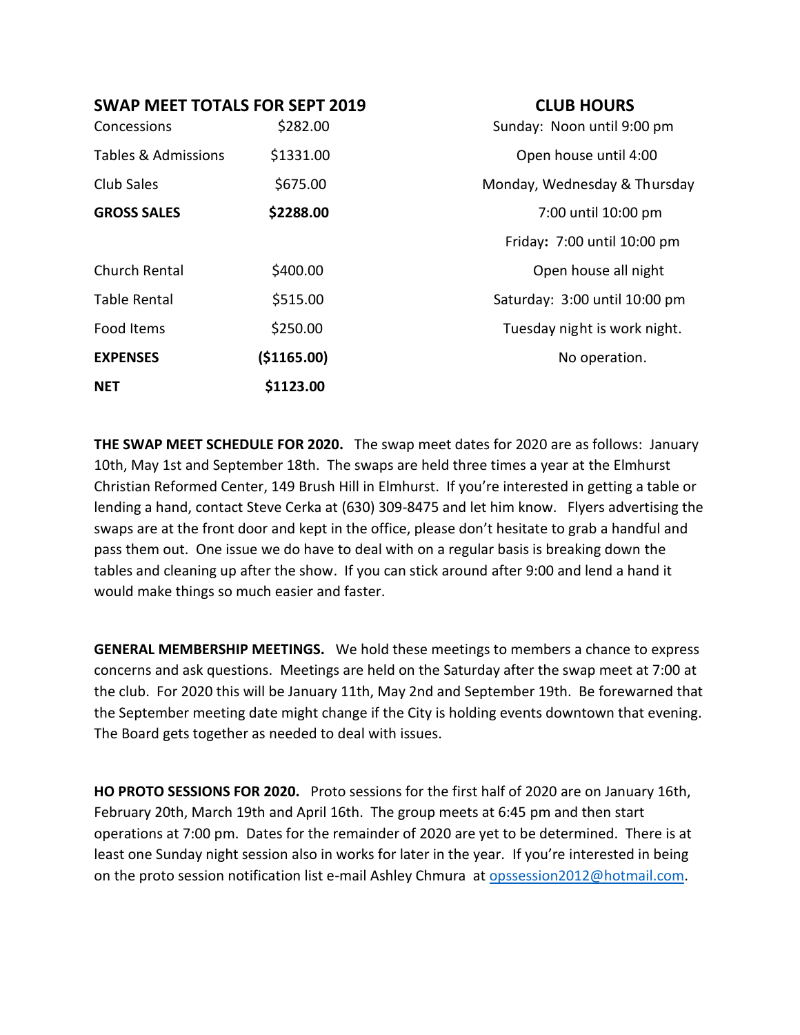## SWAP MEET TOTALS FOR SEPT 2019

| | |
|---|---|
| Concessions | $282.00 |
| Tables & Admissions | $1331.00 |
| Club Sales | $675.00 |
| **GROSS SALES** | **$2288.00** |
| Church Rental | $400.00 |
| Table Rental | $515.00 |
| Food Items | $250.00 |
| **EXPENSES** | **($1165.00)** |
| **NET** | **$1123.00** |

## CLUB HOURS

Sunday: Noon until 9:00 pm

Open house until 4:00

Monday, Wednesday & Thursday

7:00 until 10:00 pm

Friday**:** 7:00 until 10:00 pm

Open house all night

Saturday: 3:00 until 10:00 pm

Tuesday night is work night.

No operation.

**THE SWAP MEET SCHEDULE FOR 2020.** The swap meet dates for 2020 are as follows: January 10th, May 1st and September 18th. The swaps are held three times a year at the Elmhurst Christian Reformed Center, 149 Brush Hill in Elmhurst. If you're interested in getting a table or lending a hand, contact Steve Cerka at (630) 309-8475 and let him know. Flyers advertising the swaps are at the front door and kept in the office, please don't hesitate to grab a handful and pass them out. One issue we do have to deal with on a regular basis is breaking down the tables and cleaning up after the show. If you can stick around after 9:00 and lend a hand it would make things so much easier and faster.

**GENERAL MEMBERSHIP MEETINGS.** We hold these meetings to members a chance to express concerns and ask questions. Meetings are held on the Saturday after the swap meet at 7:00 at the club. For 2020 this will be January 11th, May 2nd and September 19th. Be forewarned that the September meeting date might change if the City is holding events downtown that evening. The Board gets together as needed to deal with issues.

**HO PROTO SESSIONS FOR 2020.** Proto sessions for the first half of 2020 are on January 16th, February 20th, March 19th and April 16th. The group meets at 6:45 pm and then start operations at 7:00 pm. Dates for the remainder of 2020 are yet to be determined. There is at least one Sunday night session also in works for later in the year. If you're interested in being on the proto session notification list e-mail Ashley Chmura at opssession2012@hotmail.com.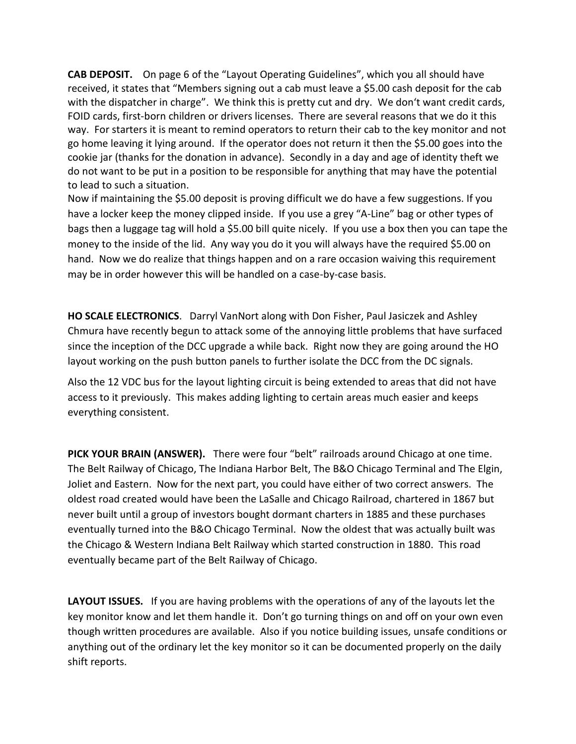**CAB DEPOSIT.** On page 6 of the "Layout Operating Guidelines", which you all should have received, it states that "Members signing out a cab must leave a $5.00 cash deposit for the cab with the dispatcher in charge". We think this is pretty cut and dry. We don't want credit cards, FOID cards, first-born children or drivers licenses. There are several reasons that we do it this way. For starters it is meant to remind operators to return their cab to the key monitor and not go home leaving it lying around. If the operator does not return it then the $5.00 goes into the cookie jar (thanks for the donation in advance). Secondly in a day and age of identity theft we do not want to be put in a position to be responsible for anything that may have the potential to lead to such a situation.
Now if maintaining the $5.00 deposit is proving difficult we do have a few suggestions. If you have a locker keep the money clipped inside. If you use a grey "A-Line" bag or other types of bags then a luggage tag will hold a $5.00 bill quite nicely. If you use a box then you can tape the money to the inside of the lid. Any way you do it you will always have the required $5.00 on hand. Now we do realize that things happen and on a rare occasion waiving this requirement may be in order however this will be handled on a case-by-case basis.

**HO SCALE ELECTRONICS**. Darryl VanNort along with Don Fisher, Paul Jasiczek and Ashley Chmura have recently begun to attack some of the annoying little problems that have surfaced since the inception of the DCC upgrade a while back. Right now they are going around the HO layout working on the push button panels to further isolate the DCC from the DC signals.

Also the 12 VDC bus for the layout lighting circuit is being extended to areas that did not have access to it previously. This makes adding lighting to certain areas much easier and keeps everything consistent.

**PICK YOUR BRAIN (ANSWER).** There were four "belt" railroads around Chicago at one time. The Belt Railway of Chicago, The Indiana Harbor Belt, The B&O Chicago Terminal and The Elgin, Joliet and Eastern. Now for the next part, you could have either of two correct answers. The oldest road created would have been the LaSalle and Chicago Railroad, chartered in 1867 but never built until a group of investors bought dormant charters in 1885 and these purchases eventually turned into the B&O Chicago Terminal. Now the oldest that was actually built was the Chicago & Western Indiana Belt Railway which started construction in 1880. This road eventually became part of the Belt Railway of Chicago.

**LAYOUT ISSUES.** If you are having problems with the operations of any of the layouts let the key monitor know and let them handle it. Don't go turning things on and off on your own even though written procedures are available. Also if you notice building issues, unsafe conditions or anything out of the ordinary let the key monitor so it can be documented properly on the daily shift reports.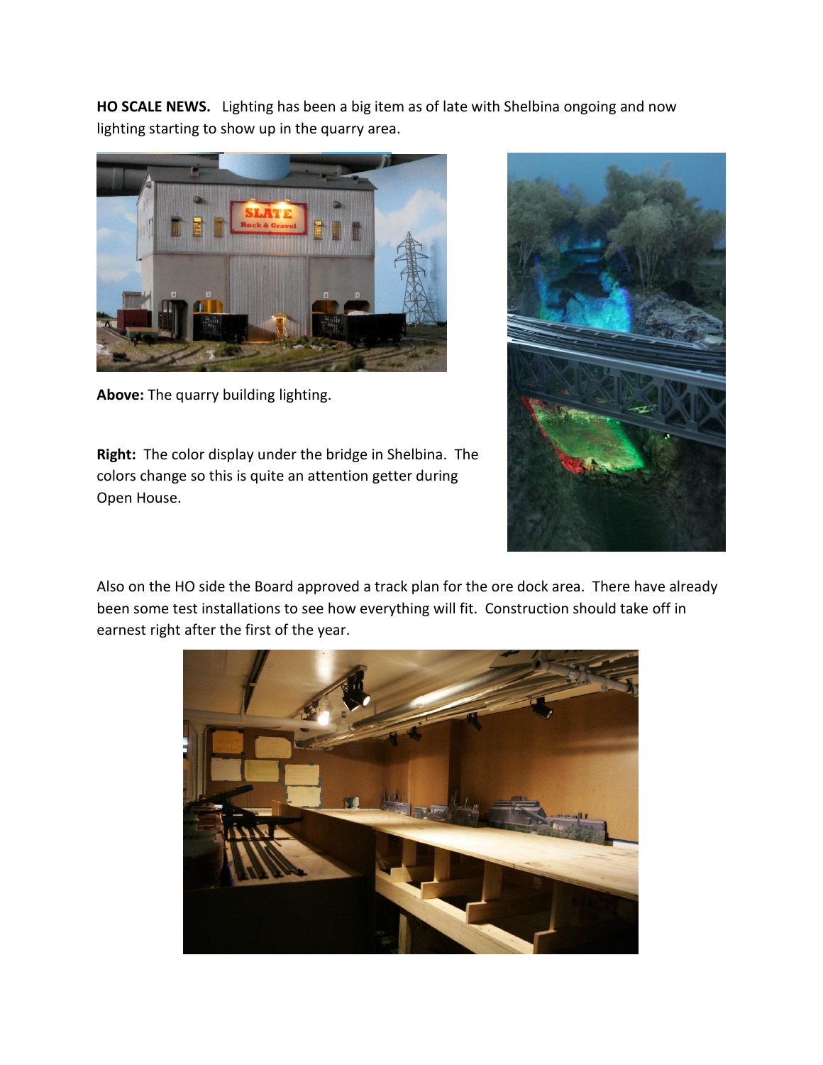**HO SCALE NEWS.** Lighting has been a big item as of late with Shelbina ongoing and now lighting starting to show up in the quarry area.

**Above:** The quarry building lighting.

**Right:** The color display under the bridge in Shelbina. The colors change so this is quite an attention getter during Open House.

Also on the HO side the Board approved a track plan for the ore dock area. There have already been some test installations to see how everything will fit. Construction should take off in earnest right after the first of the year.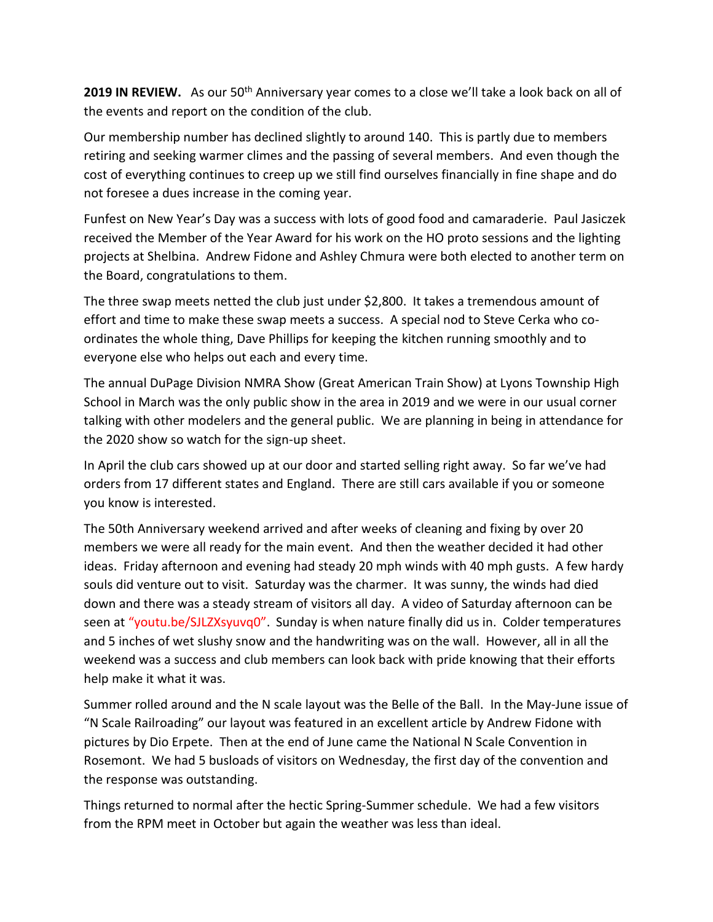**2019 IN REVIEW.** As our 50th Anniversary year comes to a close we'll take a look back on all of the events and report on the condition of the club.

Our membership number has declined slightly to around 140. This is partly due to members retiring and seeking warmer climes and the passing of several members. And even though the cost of everything continues to creep up we still find ourselves financially in fine shape and do not foresee a dues increase in the coming year.

Funfest on New Year's Day was a success with lots of good food and camaraderie. Paul Jasiczek received the Member of the Year Award for his work on the HO proto sessions and the lighting projects at Shelbina. Andrew Fidone and Ashley Chmura were both elected to another term on the Board, congratulations to them.

The three swap meets netted the club just under $2,800. It takes a tremendous amount of effort and time to make these swap meets a success. A special nod to Steve Cerka who co-ordinates the whole thing, Dave Phillips for keeping the kitchen running smoothly and to everyone else who helps out each and every time.

The annual DuPage Division NMRA Show (Great American Train Show) at Lyons Township High School in March was the only public show in the area in 2019 and we were in our usual corner talking with other modelers and the general public. We are planning in being in attendance for the 2020 show so watch for the sign-up sheet.

In April the club cars showed up at our door and started selling right away. So far we've had orders from 17 different states and England. There are still cars available if you or someone you know is interested.

The 50th Anniversary weekend arrived and after weeks of cleaning and fixing by over 20 members we were all ready for the main event. And then the weather decided it had other ideas. Friday afternoon and evening had steady 20 mph winds with 40 mph gusts. A few hardy souls did venture out to visit. Saturday was the charmer. It was sunny, the winds had died down and there was a steady stream of visitors all day. A video of Saturday afternoon can be seen at "youtu.be/SJLZXsyuvq0". Sunday is when nature finally did us in. Colder temperatures and 5 inches of wet slushy snow and the handwriting was on the wall. However, all in all the weekend was a success and club members can look back with pride knowing that their efforts help make it what it was.

Summer rolled around and the N scale layout was the Belle of the Ball. In the May-June issue of "N Scale Railroading" our layout was featured in an excellent article by Andrew Fidone with pictures by Dio Erpete. Then at the end of June came the National N Scale Convention in Rosemont. We had 5 busloads of visitors on Wednesday, the first day of the convention and the response was outstanding.

Things returned to normal after the hectic Spring-Summer schedule. We had a few visitors from the RPM meet in October but again the weather was less than ideal.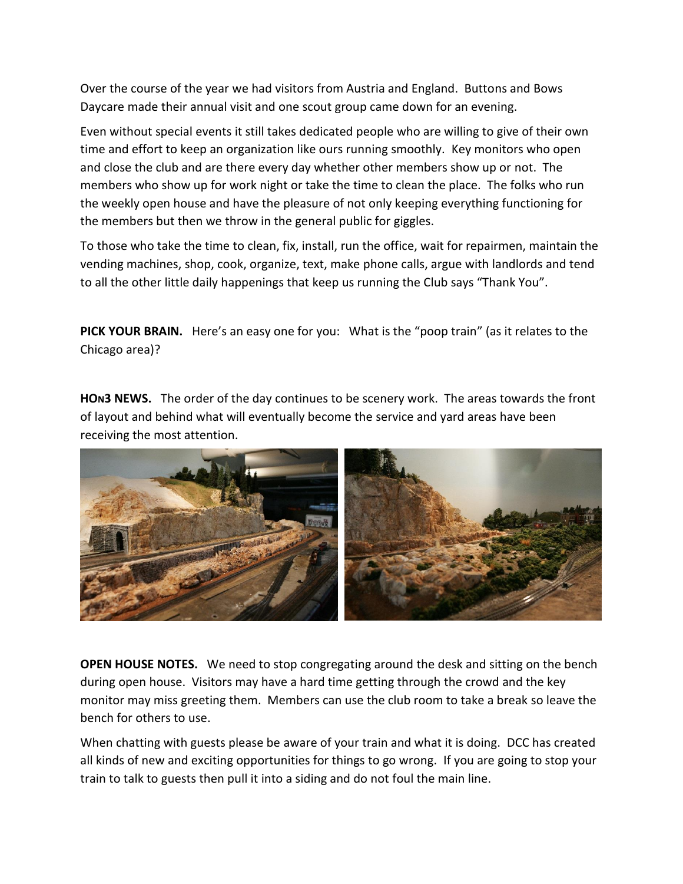Over the course of the year we had visitors from Austria and England. Buttons and Bows Daycare made their annual visit and one scout group came down for an evening.

Even without special events it still takes dedicated people who are willing to give of their own time and effort to keep an organization like ours running smoothly. Key monitors who open and close the club and are there every day whether other members show up or not. The members who show up for work night or take the time to clean the place. The folks who run the weekly open house and have the pleasure of not only keeping everything functioning for the members but then we throw in the general public for giggles.

To those who take the time to clean, fix, install, run the office, wait for repairmen, maintain the vending machines, shop, cook, organize, text, make phone calls, argue with landlords and tend to all the other little daily happenings that keep us running the Club says "Thank You".

**PICK YOUR BRAIN.** Here's an easy one for you: What is the "poop train" (as it relates to the Chicago area)?

**HOn3 NEWS.** The order of the day continues to be scenery work. The areas towards the front of layout and behind what will eventually become the service and yard areas have been receiving the most attention.

**OPEN HOUSE NOTES.** We need to stop congregating around the desk and sitting on the bench during open house. Visitors may have a hard time getting through the crowd and the key monitor may miss greeting them. Members can use the club room to take a break so leave the bench for others to use.

When chatting with guests please be aware of your train and what it is doing. DCC has created all kinds of new and exciting opportunities for things to go wrong. If you are going to stop your train to talk to guests then pull it into a siding and do not foul the main line.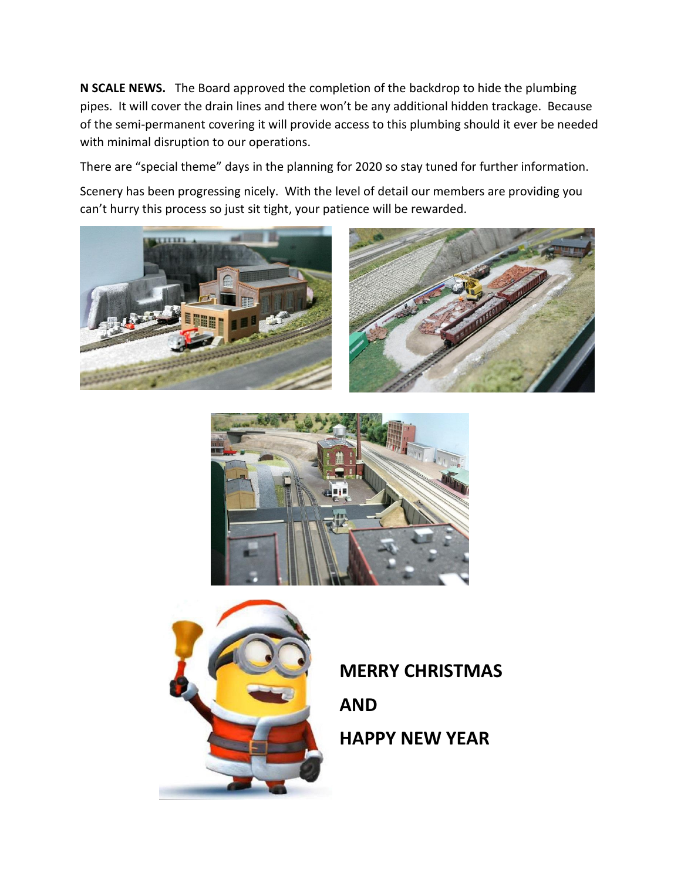**N SCALE NEWS.** The Board approved the completion of the backdrop to hide the plumbing pipes. It will cover the drain lines and there won't be any additional hidden trackage. Because of the semi-permanent covering it will provide access to this plumbing should it ever be needed with minimal disruption to our operations.

There are "special theme" days in the planning for 2020 so stay tuned for further information.

Scenery has been progressing nicely. With the level of detail our members are providing you can't hurry this process so just sit tight, your patience will be rewarded.

**MERRY CHRISTMAS**

**AND**

**HAPPY NEW YEAR**